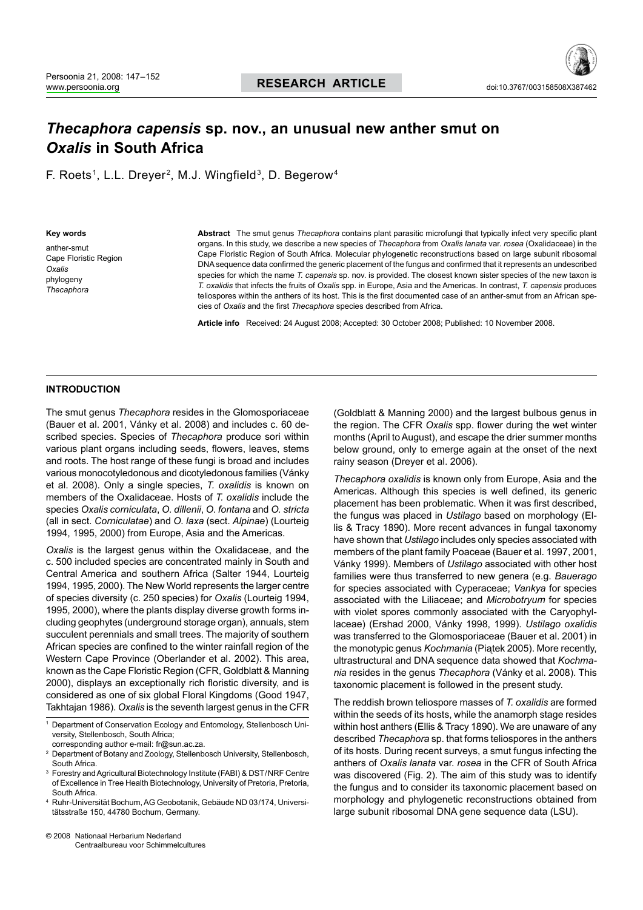# *Thecaphora capensis* sp. nov., an unusual new anther smut on *Oxalis* in South Africa

F. Roets[1], L.L. Dreyer[2], M.J. Wingfield[3], D. Begerow[4]

**Key words**

anther-smut
Cape Floristic Region
*Oxalis*
phylogeny
*Thecaphora*

**Abstract** The smut genus *Thecaphora* contains plant parasitic microfungi that typically infect very specific plant organs. In this study, we describe a new species of *Thecaphora* from *Oxalis lanata* var. *rosea* (Oxalidaceae) in the Cape Floristic Region of South Africa. Molecular phylogenetic reconstructions based on large subunit ribosomal DNA sequence data confirmed the generic placement of the fungus and confirmed that it represents an undescribed species for which the name *T. capensis* sp. nov. is provided. The closest known sister species of the new taxon is *T. oxalidis* that infects the fruits of *Oxalis* spp. in Europe, Asia and the Americas. In contrast, *T. capensis* produces teliospores within the anthers of its host. This is the first documented case of an anther-smut from an African species of *Oxalis* and the first *Thecaphora* species described from Africa.

**Article info** Received: 24 August 2008; Accepted: 30 October 2008; Published: 10 November 2008.

## INTRODUCTION

The smut genus *Thecaphora* resides in the Glomosporiaceae (Bauer et al. 2001, Vánky et al. 2008) and includes c. 60 described species. Species of *Thecaphora* produce sori within various plant organs including seeds, flowers, leaves, stems and roots. The host range of these fungi is broad and includes various monocotyledonous and dicotyledonous families (Vánky et al. 2008). Only a single species, *T. oxalidis* is known on members of the Oxalidaceae. Hosts of *T. oxalidis* include the species *Oxalis corniculata*, *O. dillenii*, *O. fontana* and *O. stricta* (all in sect. *Corniculatae*) and *O. laxa* (sect. *Alpinae*) (Lourteig 1994, 1995, 2000) from Europe, Asia and the Americas.

*Oxalis* is the largest genus within the Oxalidaceae, and the c. 500 included species are concentrated mainly in South and Central America and southern Africa (Salter 1944, Lourteig 1994, 1995, 2000). The New World represents the larger centre of species diversity (c. 250 species) for *Oxalis* (Lourteig 1994, 1995, 2000), where the plants display diverse growth forms including geophytes (underground storage organ), annuals, stem succulent perennials and small trees. The majority of southern African species are confined to the winter rainfall region of the Western Cape Province (Oberlander et al. 2002). This area, known as the Cape Floristic Region (CFR, Goldblatt & Manning 2000), displays an exceptionally rich floristic diversity, and is considered as one of six global Floral Kingdoms (Good 1947, Takhtajan 1986). *Oxalis* is the seventh largest genus in the CFR (Goldblatt & Manning 2000) and the largest bulbous genus in the region. The CFR *Oxalis* spp. flower during the wet winter months (April to August), and escape the drier summer months below ground, only to emerge again at the onset of the next rainy season (Dreyer et al. 2006).

*Thecaphora oxalidis* is known only from Europe, Asia and the Americas. Although this species is well defined, its generic placement has been problematic. When it was first described, the fungus was placed in *Ustilago* based on morphology (Ellis & Tracy 1890). More recent advances in fungal taxonomy have shown that *Ustilago* includes only species associated with members of the plant family Poaceae (Bauer et al. 1997, 2001, Vánky 1999). Members of *Ustilago* associated with other host families were thus transferred to new genera (e.g. *Bauerago* for species associated with Cyperaceae; *Vankya* for species associated with the Liliaceae; and *Microbotryum* for species with violet spores commonly associated with the Caryophyllaceae) (Ershad 2000, Vánky 1998, 1999). *Ustilago oxalidis* was transferred to the Glomosporiaceae (Bauer et al. 2001) in the monotypic genus *Kochmania* (Piątek 2005). More recently, ultrastructural and DNA sequence data showed that *Kochmania* resides in the genus *Thecaphora* (Vánky et al. 2008). This taxonomic placement is followed in the present study.

The reddish brown teliospore masses of *T. oxalidis* are formed within the seeds of its hosts, while the anamorph stage resides within host anthers (Ellis & Tracy 1890). We are unaware of any described *Thecaphora* sp. that forms teliospores in the anthers of its hosts. During recent surveys, a smut fungus infecting the anthers of *Oxalis lanata* var. *rosea* in the CFR of South Africa was discovered (Fig. 2). The aim of this study was to identify the fungus and to consider its taxonomic placement based on morphology and phylogenetic reconstructions obtained from large subunit ribosomal DNA gene sequence data (LSU).

[1] Department of Conservation Ecology and Entomology, Stellenbosch University, Stellenbosch, South Africa;
corresponding author e-mail: fr@sun.ac.za.
[2] Department of Botany and Zoology, Stellenbosch University, Stellenbosch, South Africa.
[3] Forestry and Agricultural Biotechnology Institute (FABI) & DST/NRF Centre of Excellence in Tree Health Biotechnology, University of Pretoria, Pretoria, South Africa.
[4] Ruhr-Universität Bochum, AG Geobotanik, Gebäude ND 03/174, Universitätsstraße 150, 44780 Bochum, Germany.

© 2008 Nationaal Herbarium Nederland
Centraalbureau voor Schimmelcultures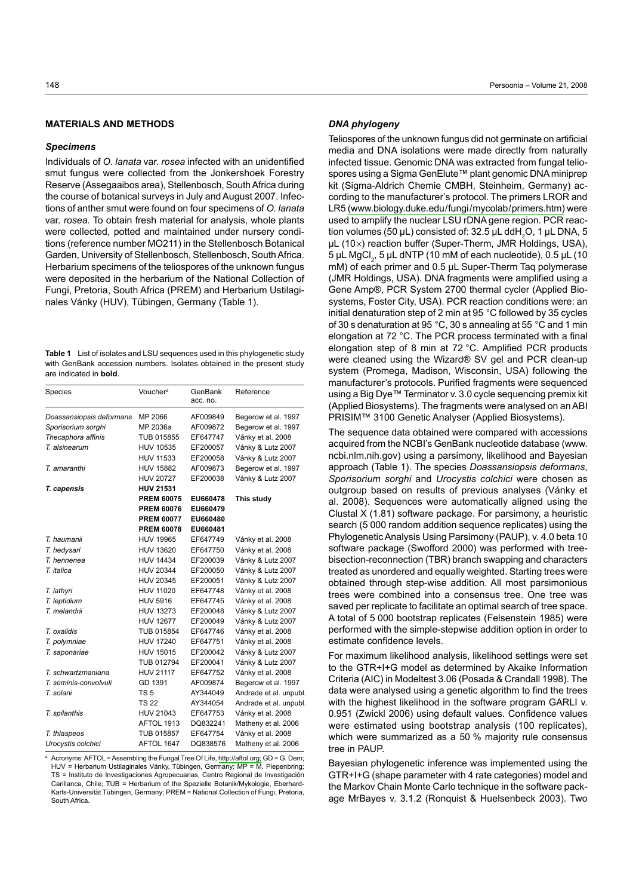## MATERIALS AND METHODS

### *Specimens*

Individuals of *O. lanata* var. *rosea* infected with an unidentified smut fungus were collected from the Jonkershoek Forestry Reserve (Assegaaibos area), Stellenbosch, South Africa during the course of botanical surveys in July and August 2007. Infections of anther smut were found on four specimens of *O. lanata* var. *rosea.* To obtain fresh material for analysis, whole plants were collected, potted and maintained under nursery conditions (reference number MO211) in the Stellenbosch Botanical Garden, University of Stellenbosch, Stellenbosch, South Africa. Herbarium specimens of the teliospores of the unknown fungus were deposited in the herbarium of the National Collection of Fungi, Pretoria, South Africa (PREM) and Herbarium Ustilaginales Vánky (HUV), Tübingen, Germany (Table 1).

**Table 1** List of isolates and LSU sequences used in this phylogenetic study with GenBank accession numbers. Isolates obtained in the present study are indicated in **bold**.

| Species | Voucher[a] | GenBank acc. no. | Reference |
|---|---|---|---|
| *Doassansiopsis deformans* | MP 2066 | AF009849 | Begerow et al. 1997 |
| *Sporisorium sorghi* | MP 2036a | AF009872 | Begerow et al. 1997 |
| *Thecaphora affinis* | TUB 015855 | EF647747 | Vánky et al. 2008 |
| *T. alsinearum* | HUV 10535 | EF200057 | Vánky & Lutz 2007 |
| | HUV 11533 | EF200058 | Vánky & Lutz 2007 |
| *T. amaranthi* | HUV 15882 | AF009873 | Begerow et al. 1997 |
| | HUV 20727 | EF200038 | Vánky & Lutz 2007 |
| ***T. capensis*** | **HUV 21531** | | |
| | **PREM 60075** | **EU660478** | **This study** |
| | **PREM 60076** | **EU660479** | |
| | **PREM 60077** | **EU660480** | |
| | **PREM 60078** | **EU660481** | |
| *T. haumanii* | HUV 19965 | EF647749 | Vánky et al. 2008 |
| *T. hedysari* | HUV 13620 | EF647750 | Vánky et al. 2008 |
| *T. hennenea* | HUV 14434 | EF200039 | Vánky & Lutz 2007 |
| *T. italica* | HUV 20344 | EF200050 | Vánky & Lutz 2007 |
| | HUV 20345 | EF200051 | Vánky & Lutz 2007 |
| *T. lathyri* | HUV 11020 | EF647748 | Vánky et al. 2008 |
| *T. leptidium* | HUV 5916 | EF647745 | Vánky et al. 2008 |
| *T. melandrii* | HUV 13273 | EF200048 | Vánky & Lutz 2007 |
| | HUV 12677 | EF200049 | Vánky & Lutz 2007 |
| *T. oxalidis* | TUB 015854 | EF647746 | Vánky et al. 2008 |
| *T. polymniae* | HUV 17240 | EF647751 | Vánky et al. 2008 |
| *T. saponariae* | HUV 15015 | EF200042 | Vánky & Lutz 2007 |
| | TUB 012794 | EF200041 | Vánky & Lutz 2007 |
| *T. schwartzmaniana* | HUV 21117 | EF647752 | Vánky et al. 2008 |
| *T. seminis-convolvuli* | GD 1391 | AF009874 | Begerow et al. 1997 |
| *T. solani* | TS 5 | AY344049 | Andrade et al. unpubl. |
| | TS 22 | AY344054 | Andrade et al. unpubl. |
| *T. spilanthis* | HUV 21043 | EF647753 | Vánky et al. 2008 |
| | AFTOL 1913 | DQ832241 | Matheny et al. 2006 |
| *T. thlaspeos* | TUB 015857 | EF647754 | Vánky et al. 2008 |
| *Urocystis colchici* | AFTOL 1647 | DQ838576 | Matheny et al. 2006 |

[a] Acronyms: AFTOL = Assembling the Fungal Tree Of Life, http://aftol.org; GD = G. Dem; HUV = Herbarium Ustilaginales Vánky, Tübingen, Germany; MP = M. Piepenbring; TS = Instituto de Investigaciones Agropecuarias, Centro Regional de Investigación Carillanca, Chile; TUB = Herbarium of the Spezielle Botanik/Mykologie, Eberhard-Karls-Universität Tübingen, Germany; PREM = National Collection of Fungi, Pretoria, South Africa.

### *DNA phylogeny*

Teliospores of the unknown fungus did not germinate on artificial media and DNA isolations were made directly from naturally infected tissue. Genomic DNA was extracted from fungal teliospores using a Sigma GenElute™ plant genomic DNA miniprep kit (Sigma-Aldrich Chemie CMBH, Steinheim, Germany) according to the manufacturer's protocol. The primers LROR and LR5 (www.biology.duke.edu/fungi/mycolab/primers.htm) were used to amplify the nuclear LSU rDNA gene region. PCR reaction volumes (50 µL) consisted of: 32.5 µL dd$H_2O$, 1 µL DNA, 5 µL (10×) reaction buffer (Super-Therm, JMR Holdings, USA), 5 µL $MgCl_2$, 5 µL dNTP (10 mM of each nucleotide), 0.5 µL (10 mM) of each primer and 0.5 µL Super-Therm Taq polymerase (JMR Holdings, USA). DNA fragments were amplified using a Gene Amp®, PCR System 2700 thermal cycler (Applied Biosystems, Foster City, USA). PCR reaction conditions were: an initial denaturation step of 2 min at 95 °C followed by 35 cycles of 30 s denaturation at 95 °C, 30 s annealing at 55 °C and 1 min elongation at 72 °C. The PCR process terminated with a final elongation step of 8 min at 72 °C. Amplified PCR products were cleaned using the Wizard® SV gel and PCR clean-up system (Promega, Madison, Wisconsin, USA) following the manufacturer's protocols. Purified fragments were sequenced using a Big Dye™ Terminator v. 3.0 cycle sequencing premix kit (Applied Biosystems). The fragments were analysed on an ABI PRISIM™ 3100 Genetic Analyser (Applied Biosystems).

The sequence data obtained were compared with accessions acquired from the NCBI's GenBank nucleotide database (www.ncbi.nlm.nih.gov) using a parsimony, likelihood and Bayesian approach (Table 1). The species *Doassansiopsis deformans*, *Sporisorium sorghi* and *Urocystis colchici* were chosen as outgroup based on results of previous analyses (Vánky et al. 2008). Sequences were automatically aligned using the Clustal X (1.81) software package. For parsimony, a heuristic search (5 000 random addition sequence replicates) using the Phylogenetic Analysis Using Parsimony (PAUP), v. 4.0 beta 10 software package (Swofford 2000) was performed with tree-bisection-reconnection (TBR) branch swapping and characters treated as unordered and equally weighted. Starting trees were obtained through step-wise addition. All most parsimonious trees were combined into a consensus tree. One tree was saved per replicate to facilitate an optimal search of tree space. A total of 5 000 bootstrap replicates (Felsenstein 1985) were performed with the simple-stepwise addition option in order to estimate confidence levels.

For maximum likelihood analysis, likelihood settings were set to the GTR+I+G model as determined by Akaike Information Criteria (AIC) in Modeltest 3.06 (Posada & Crandall 1998). The data were analysed using a genetic algorithm to find the trees with the highest likelihood in the software program GARLI v. 0.951 (Zwickl 2006) using default values. Confidence values were estimated using bootstrap analysis (100 replicates), which were summarized as a 50 % majority rule consensus tree in PAUP.

Bayesian phylogenetic inference was implemented using the GTR+I+G (shape parameter with 4 rate categories) model and the Markov Chain Monte Carlo technique in the software package MrBayes v. 3.1.2 (Ronquist & Huelsenbeck 2003). Two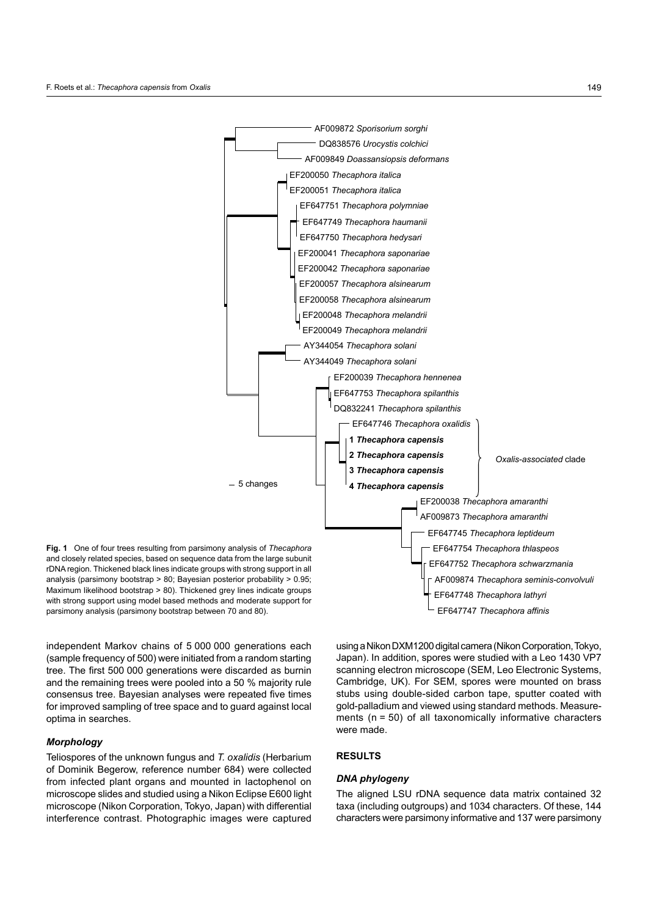**Fig. 1** One of four trees resulting from parsimony analysis of *Thecaphora* and closely related species, based on sequence data from the large subunit rDNA region. Thickened black lines indicate groups with strong support in all analysis (parsimony bootstrap > 80; Bayesian posterior probability > 0.95; Maximum likelihood bootstrap > 80). Thickened grey lines indicate groups with strong support using model based methods and moderate support for parsimony analysis (parsimony bootstrap between 70 and 80).

independent Markov chains of 5 000 000 generations each (sample frequency of 500) were initiated from a random starting tree. The first 500 000 generations were discarded as burnin and the remaining trees were pooled into a 50 % majority rule consensus tree. Bayesian analyses were repeated five times for improved sampling of tree space and to guard against local optima in searches.

### *Morphology*

Teliospores of the unknown fungus and *T. oxalidis* (Herbarium of Dominik Begerow, reference number 684) were collected from infected plant organs and mounted in lactophenol on microscope slides and studied using a Nikon Eclipse E600 light microscope (Nikon Corporation, Tokyo, Japan) with differential interference contrast. Photographic images were captured using a Nikon DXM1200 digital camera (Nikon Corporation, Tokyo, Japan). In addition, spores were studied with a Leo 1430 VP7 scanning electron microscope (SEM, Leo Electronic Systems, Cambridge, UK). For SEM, spores were mounted on brass stubs using double-sided carbon tape, sputter coated with gold-palladium and viewed using standard methods. Measurements (n = 50) of all taxonomically informative characters were made.

## RESULTS

### *DNA phylogeny*

The aligned LSU rDNA sequence data matrix contained 32 taxa (including outgroups) and 1034 characters. Of these, 144 characters were parsimony informative and 137 were parsimony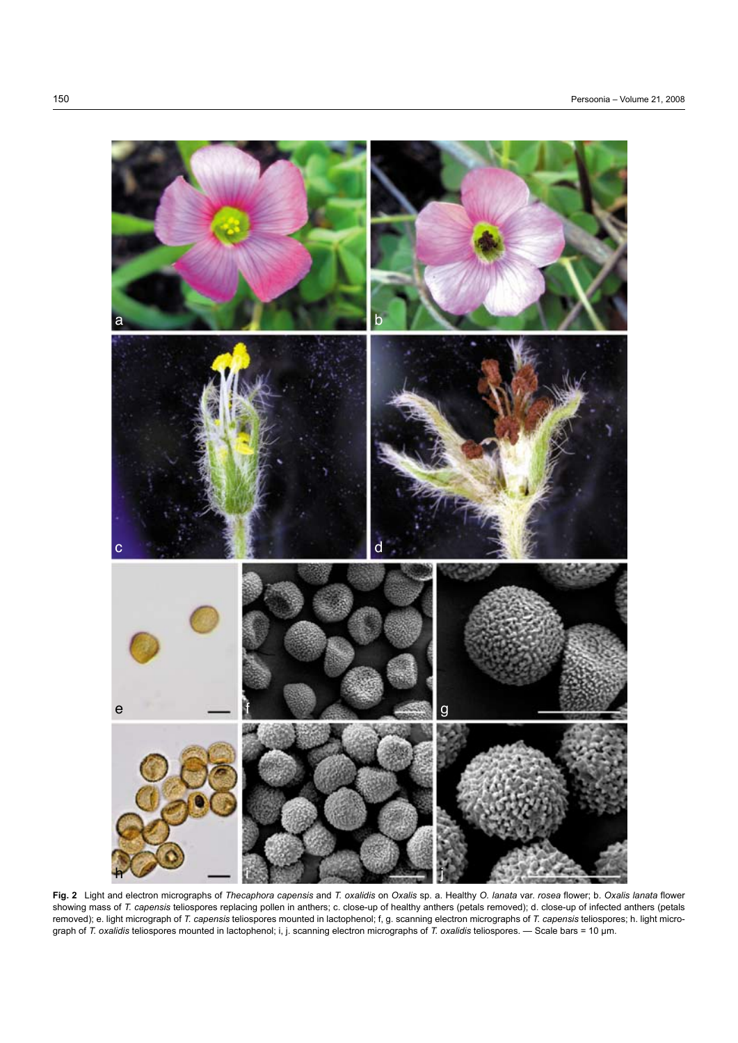**Fig. 2** Light and electron micrographs of *Thecaphora capensis* and *T. oxalidis* on *Oxalis* sp. a. Healthy *O. lanata* var. *rosea* flower; b. *Oxalis lanata* flower showing mass of *T. capensis* teliospores replacing pollen in anthers; c. close-up of healthy anthers (petals removed); d. close-up of infected anthers (petals removed); e. light micrograph of *T. capensis* teliospores mounted in lactophenol; f, g. scanning electron micrographs of *T. capensis* teliospores; h. light micrograph of *T. oxalidis* teliospores mounted in lactophenol; i, j. scanning electron micrographs of *T. oxalidis* teliospores. — Scale bars = 10 µm.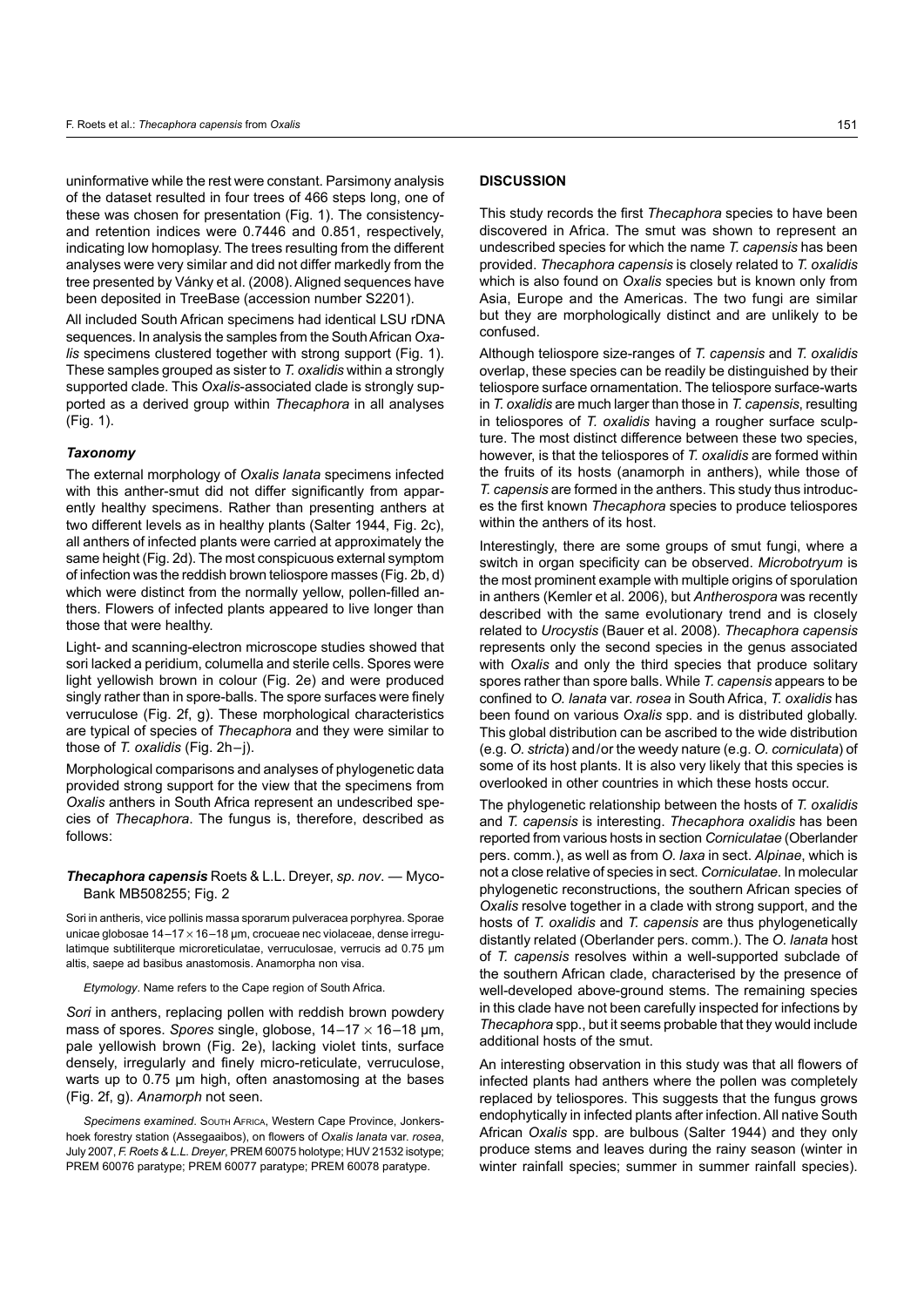uninformative while the rest were constant. Parsimony analysis of the dataset resulted in four trees of 466 steps long, one of these was chosen for presentation (Fig. 1). The consistency- and retention indices were 0.7446 and 0.851, respectively, indicating low homoplasy. The trees resulting from the different analyses were very similar and did not differ markedly from the tree presented by Vánky et al. (2008). Aligned sequences have been deposited in TreeBase (accession number S2201).

All included South African specimens had identical LSU rDNA sequences. In analysis the samples from the South African *Oxalis* specimens clustered together with strong support (Fig. 1). These samples grouped as sister to *T. oxalidis* within a strongly supported clade. This *Oxalis*-associated clade is strongly supported as a derived group within *Thecaphora* in all analyses (Fig. 1).

### *Taxonomy*

The external morphology of *Oxalis lanata* specimens infected with this anther-smut did not differ significantly from apparently healthy specimens. Rather than presenting anthers at two different levels as in healthy plants (Salter 1944, Fig. 2c), all anthers of infected plants were carried at approximately the same height (Fig. 2d). The most conspicuous external symptom of infection was the reddish brown teliospore masses (Fig. 2b, d) which were distinct from the normally yellow, pollen-filled anthers. Flowers of infected plants appeared to live longer than those that were healthy.

Light- and scanning-electron microscope studies showed that sori lacked a peridium, columella and sterile cells. Spores were light yellowish brown in colour (Fig. 2e) and were produced singly rather than in spore-balls. The spore surfaces were finely verruculose (Fig. 2f, g). These morphological characteristics are typical of species of *Thecaphora* and they were similar to those of *T. oxalidis* (Fig. 2h–j).

Morphological comparisons and analyses of phylogenetic data provided strong support for the view that the specimens from *Oxalis* anthers in South Africa represent an undescribed species of *Thecaphora*. The fungus is, therefore, described as follows:

***Thecaphora capensis*** Roets & L.L. Dreyer, *sp. nov.* — MycoBank MB508255; Fig. 2

Sori in antheris, vice pollinis massa sporarum pulveracea porphyrea. Sporae unicae globosae 14–17 × 16–18 µm, croceuae nec violaceae, dense irregulatimque subtiliterque microreticulatae, verruculosae, verrucis ad 0.75 µm altis, saepe ad basibus anastomosis. Anamorpha non visa.

*Etymology*. Name refers to the Cape region of South Africa.

*Sori* in anthers, replacing pollen with reddish brown powdery mass of spores. *Spores* single, globose, 14–17 × 16–18 µm, pale yellowish brown (Fig. 2e), lacking violet tints, surface densely, irregularly and finely micro-reticulate, verruculose, warts up to 0.75 µm high, often anastomosing at the bases (Fig. 2f, g). *Anamorph* not seen.

*Specimens examined*. South Africa, Western Cape Province, Jonkershoek forestry station (Assegaaibos), on flowers of *Oxalis lanata* var. *rosea*, July 2007, *F. Roets & L.L. Dreyer*, PREM 60075 holotype; HUV 21532 isotype; PREM 60076 paratype; PREM 60077 paratype; PREM 60078 paratype.

## DISCUSSION

This study records the first *Thecaphora* species to have been discovered in Africa. The smut was shown to represent an undescribed species for which the name *T. capensis* has been provided. *Thecaphora capensis* is closely related to *T. oxalidis* which is also found on *Oxalis* species but is known only from Asia, Europe and the Americas. The two fungi are similar but they are morphologically distinct and are unlikely to be confused.

Although teliospore size-ranges of *T. capensis* and *T. oxalidis* overlap, these species can be readily be distinguished by their teliospore surface ornamentation. The teliospore surface-warts in *T. oxalidis* are much larger than those in *T. capensis*, resulting in teliospores of *T. oxalidis* having a rougher surface sculpture. The most distinct difference between these two species, however, is that the teliospores of *T. oxalidis* are formed within the fruits of its hosts (anamorph in anthers), while those of *T. capensis* are formed in the anthers. This study thus introduces the first known *Thecaphora* species to produce teliospores within the anthers of its host.

Interestingly, there are some groups of smut fungi, where a switch in organ specificity can be observed. *Microbotryum* is the most prominent example with multiple origins of sporulation in anthers (Kemler et al. 2006), but *Antherospora* was recently described with the same evolutionary trend and is closely related to *Urocystis* (Bauer et al. 2008). *Thecaphora capensis* represents only the second species in the genus associated with *Oxalis* and only the third species that produce solitary spores rather than spore balls. While *T. capensis* appears to be confined to *O. lanata* var. *rosea* in South Africa, *T. oxalidis* has been found on various *Oxalis* spp. and is distributed globally. This global distribution can be ascribed to the wide distribution (e.g. *O. stricta*) and/or the weedy nature (e.g. *O. corniculata*) of some of its host plants. It is also very likely that this species is overlooked in other countries in which these hosts occur.

The phylogenetic relationship between the hosts of *T. oxalidis* and *T. capensis* is interesting. *Thecaphora oxalidis* has been reported from various hosts in section *Corniculatae* (Oberlander pers. comm.), as well as from *O. laxa* in sect. *Alpinae*, which is not a close relative of species in sect. *Corniculatae*. In molecular phylogenetic reconstructions, the southern African species of *Oxalis* resolve together in a clade with strong support, and the hosts of *T. oxalidis* and *T. capensis* are thus phylogenetically distantly related (Oberlander pers. comm.). The *O. lanata* host of *T. capensis* resolves within a well-supported subclade of the southern African clade, characterised by the presence of well-developed above-ground stems. The remaining species in this clade have not been carefully inspected for infections by *Thecaphora* spp., but it seems probable that they would include additional hosts of the smut.

An interesting observation in this study was that all flowers of infected plants had anthers where the pollen was completely replaced by teliospores. This suggests that the fungus grows endophytically in infected plants after infection. All native South African *Oxalis* spp. are bulbous (Salter 1944) and they only produce stems and leaves during the rainy season (winter in winter rainfall species; summer in summer rainfall species).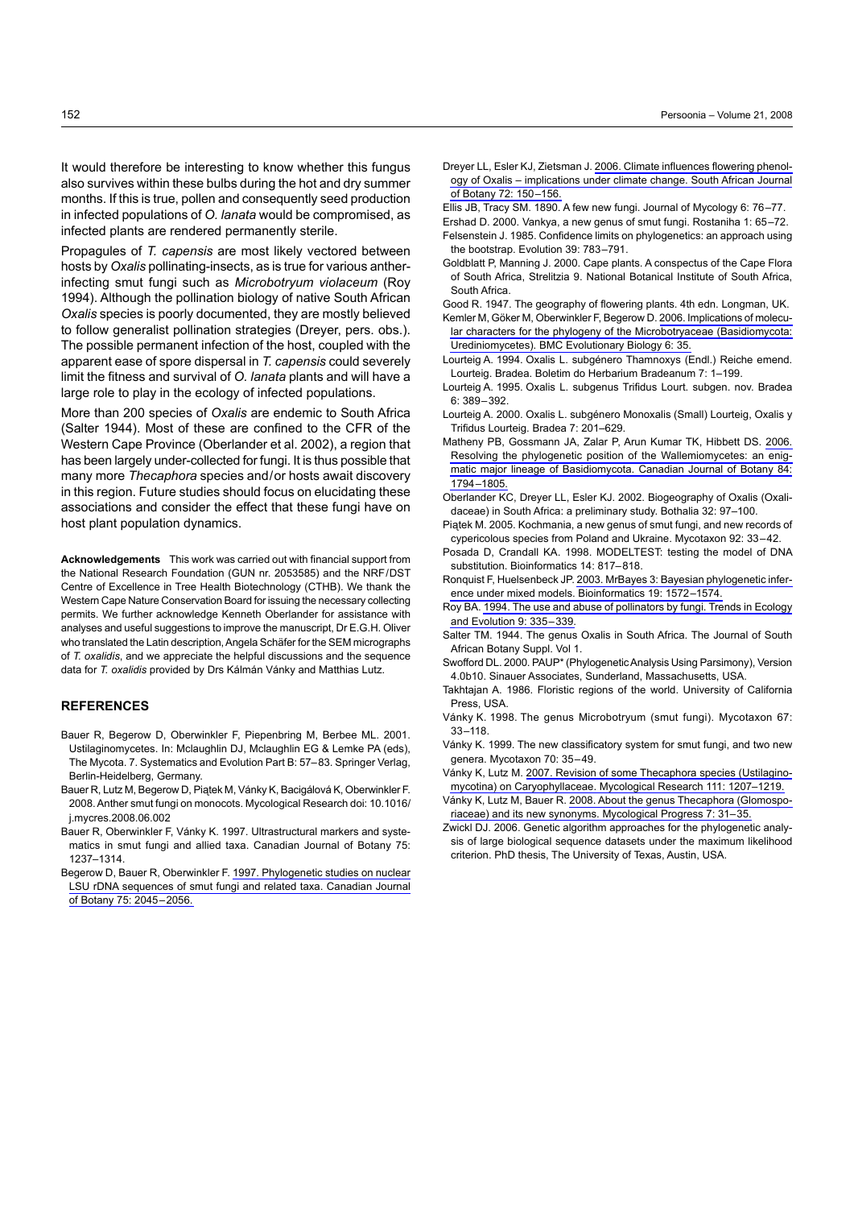It would therefore be interesting to know whether this fungus also survives within these bulbs during the hot and dry summer months. If this is true, pollen and consequently seed production in infected populations of *O. lanata* would be compromised, as infected plants are rendered permanently sterile.

Propagules of *T. capensis* are most likely vectored between hosts by *Oxalis* pollinating-insects, as is true for various anther-infecting smut fungi such as *Microbotryum violaceum* (Roy 1994). Although the pollination biology of native South African *Oxalis* species is poorly documented, they are mostly believed to follow generalist pollination strategies (Dreyer, pers. obs.). The possible permanent infection of the host, coupled with the apparent ease of spore dispersal in *T. capensis* could severely limit the fitness and survival of *O. lanata* plants and will have a large role to play in the ecology of infected populations.

More than 200 species of *Oxalis* are endemic to South Africa (Salter 1944). Most of these are confined to the CFR of the Western Cape Province (Oberlander et al. 2002), a region that has been largely under-collected for fungi. It is thus possible that many more *Thecaphora* species and/or hosts await discovery in this region. Future studies should focus on elucidating these associations and consider the effect that these fungi have on host plant population dynamics.

**Acknowledgements** This work was carried out with financial support from the National Research Foundation (GUN nr. 2053585) and the NRF/DST Centre of Excellence in Tree Health Biotechnology (CTHB). We thank the Western Cape Nature Conservation Board for issuing the necessary collecting permits. We further acknowledge Kenneth Oberlander for assistance with analyses and useful suggestions to improve the manuscript, Dr E.G.H. Oliver who translated the Latin description, Angela Schäfer for the SEM micrographs of *T. oxalidis*, and we appreciate the helpful discussions and the sequence data for *T. oxalidis* provided by Drs Kálmán Vánky and Matthias Lutz.

## REFERENCES

Bauer R, Begerow D, Oberwinkler F, Piepenbring M, Berbee ML. 2001. Ustilaginomycetes. In: Mclaughlin DJ, Mclaughlin EG & Lemke PA (eds), The Mycota. 7. Systematics and Evolution Part B: 57–83. Springer Verlag, Berlin-Heidelberg, Germany.

Bauer R, Lutz M, Begerow D, Piątek M, Vánky K, Bacigálová K, Oberwinkler F. 2008. Anther smut fungi on monocots. Mycological Research doi: 10.1016/j.mycres.2008.06.002

Bauer R, Oberwinkler F, Vánky K. 1997. Ultrastructural markers and systematics in smut fungi and allied taxa. Canadian Journal of Botany 75: 1237–1314.

Begerow D, Bauer R, Oberwinkler F. 1997. Phylogenetic studies on nuclear LSU rDNA sequences of smut fungi and related taxa. Canadian Journal of Botany 75: 2045–2056.

Dreyer LL, Esler KJ, Zietsman J. 2006. Climate influences flowering phenology of Oxalis – implications under climate change. South African Journal of Botany 72: 150–156.

Ellis JB, Tracy SM. 1890. A few new fungi. Journal of Mycology 6: 76–77.

Ershad D. 2000. Vankya, a new genus of smut fungi. Rostaniha 1: 65–72.

Felsenstein J. 1985. Confidence limits on phylogenetics: an approach using the bootstrap. Evolution 39: 783–791.

Goldblatt P, Manning J. 2000. Cape plants. A conspectus of the Cape Flora of South Africa, Strelitzia 9. National Botanical Institute of South Africa, South Africa.

Good R. 1947. The geography of flowering plants. 4th edn. Longman, UK.

Kemler M, Göker M, Oberwinkler F, Begerow D. 2006. Implications of molecular characters for the phylogeny of the Microbotryaceae (Basidiomycota: Urediniomycetes). BMC Evolutionary Biology 6: 35.

Lourteig A. 1994. Oxalis L. subgénero Thamnoxys (Endl.) Reiche emend. Lourteig. Bradea. Boletim do Herbarium Bradeanum 7: 1–199.

Lourteig A. 1995. Oxalis L. subgenus Trifidus Lourt. subgen. nov. Bradea 6: 389–392.

Lourteig A. 2000. Oxalis L. subgénero Monoxalis (Small) Lourteig, Oxalis y Trifidus Lourteig. Bradea 7: 201–629.

Matheny PB, Gossmann JA, Zalar P, Arun Kumar TK, Hibbett DS. 2006. Resolving the phylogenetic position of the Wallemiomycetes: an enigmatic major lineage of Basidiomycota. Canadian Journal of Botany 84: 1794–1805.

Oberlander KC, Dreyer LL, Esler KJ. 2002. Biogeography of Oxalis (Oxalidaceae) in South Africa: a preliminary study. Bothalia 32: 97–100.

Piątek M. 2005. Kochmania, a new genus of smut fungi, and new records of cypericolous species from Poland and Ukraine. Mycotaxon 92: 33–42.

Posada D, Crandall KA. 1998. MODELTEST: testing the model of DNA substitution. Bioinformatics 14: 817–818.

Ronquist F, Huelsenbeck JP. 2003. MrBayes 3: Bayesian phylogenetic inference under mixed models. Bioinformatics 19: 1572–1574.

Roy BA. 1994. The use and abuse of pollinators by fungi. Trends in Ecology and Evolution 9: 335–339.

Salter TM. 1944. The genus Oxalis in South Africa. The Journal of South African Botany Suppl. Vol 1.

Swofford DL. 2000. PAUP* (Phylogenetic Analysis Using Parsimony), Version 4.0b10. Sinauer Associates, Sunderland, Massachusetts, USA.

Takhtajan A. 1986. Floristic regions of the world. University of California Press, USA.

Vánky K. 1998. The genus Microbotryum (smut fungi). Mycotaxon 67: 33–118.

Vánky K. 1999. The new classificatory system for smut fungi, and two new genera. Mycotaxon 70: 35–49.

Vánky K, Lutz M. 2007. Revision of some Thecaphora species (Ustilaginomycotina) on Caryophyllaceae. Mycological Research 111: 1207–1219.

Vánky K, Lutz M, Bauer R. 2008. About the genus Thecaphora (Glomosporiaceae) and its new synonyms. Mycological Progress 7: 31–35.

Zwickl DJ. 2006. Genetic algorithm approaches for the phylogenetic analysis of large biological sequence datasets under the maximum likelihood criterion. PhD thesis, The University of Texas, Austin, USA.